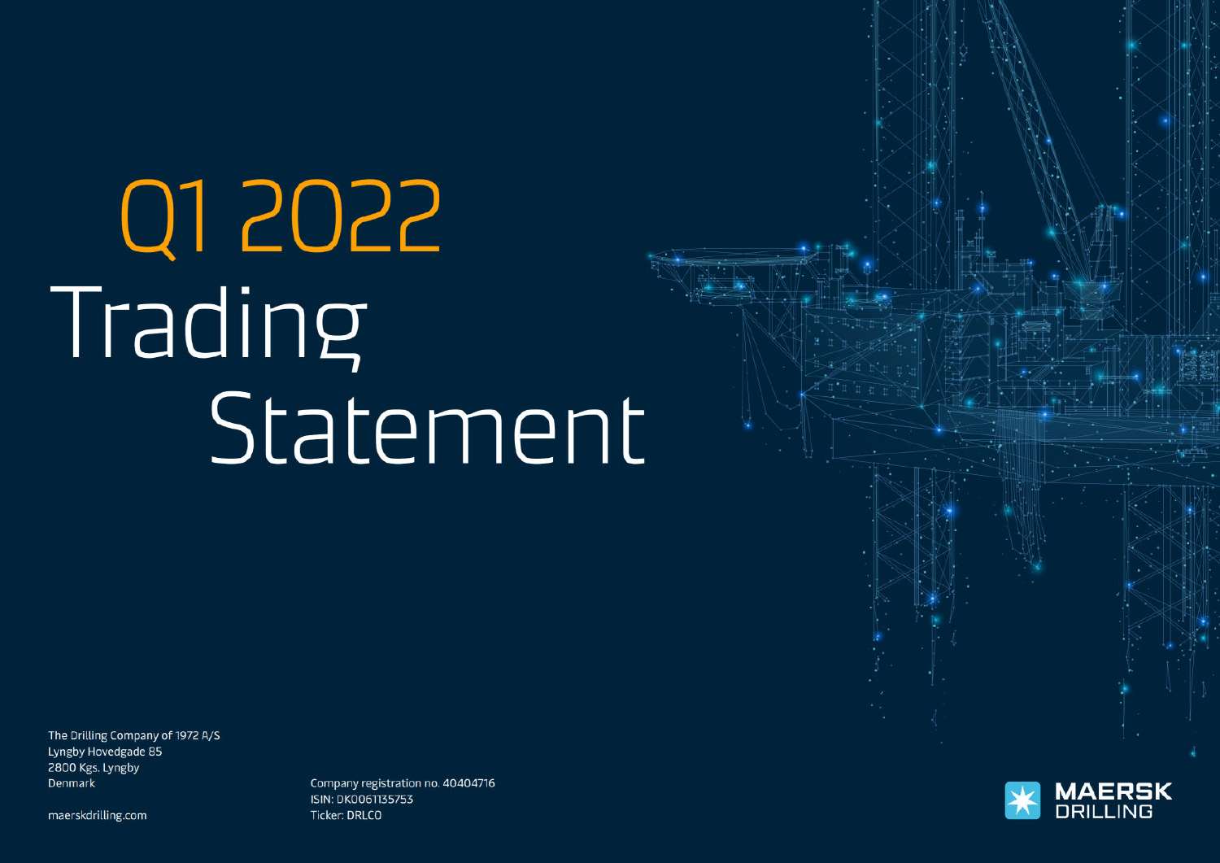# Q1 2022 Trading Statement

The Drilling Company of 1972 A/S
Lyngby Hovedgade 85
2800 Kgs. Lyngby
Denmark

maerskdrilling.com

Company registration no. 40404716
ISIN: DK0061135753
Ticker: DRLCO

MAERSK DRILLING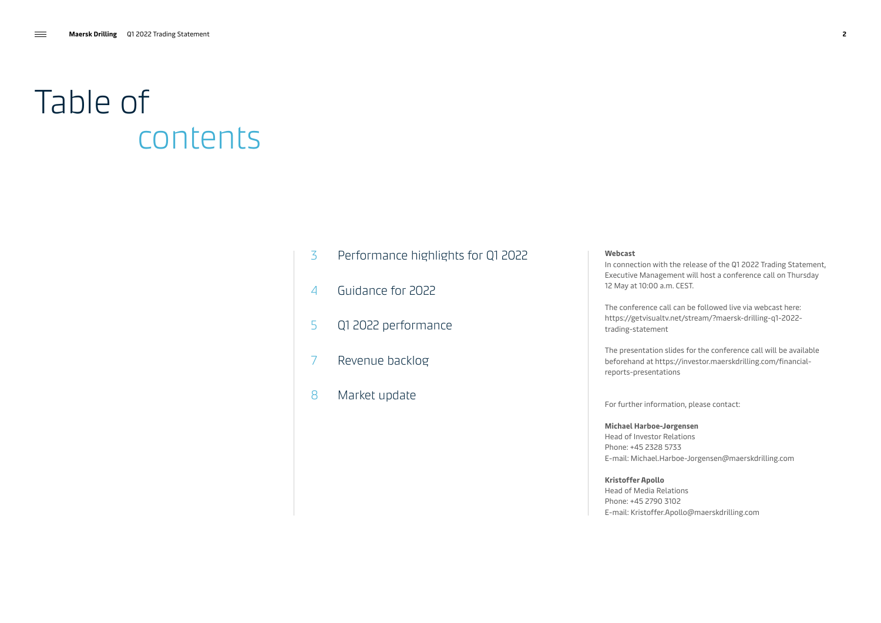# Table of contents

| | |
|---|---|
| 3 | Performance highlights for Q1 2022 |
| 4 | Guidance for 2022 |
| 5 | Q1 2022 performance |
| 7 | Revenue backlog |
| 8 | Market update |

**Webcast**
In connection with the release of the Q1 2022 Trading Statement, Executive Management will host a conference call on Thursday 12 May at 10:00 a.m. CEST.

The conference call can be followed live via webcast here: https://getvisualtv.net/stream/?maersk-drilling-q1-2022-trading-statement

The presentation slides for the conference call will be available beforehand at https://investor.maerskdrilling.com/financial-reports-presentations

For further information, please contact:

**Michael Harboe-Jørgensen**
Head of Investor Relations
Phone: +45 2328 5733
E-mail: Michael.Harboe-Jorgensen@maerskdrilling.com

**Kristoffer Apollo**
Head of Media Relations
Phone: +45 2790 3102
E-mail: Kristoffer.Apollo@maerskdrilling.com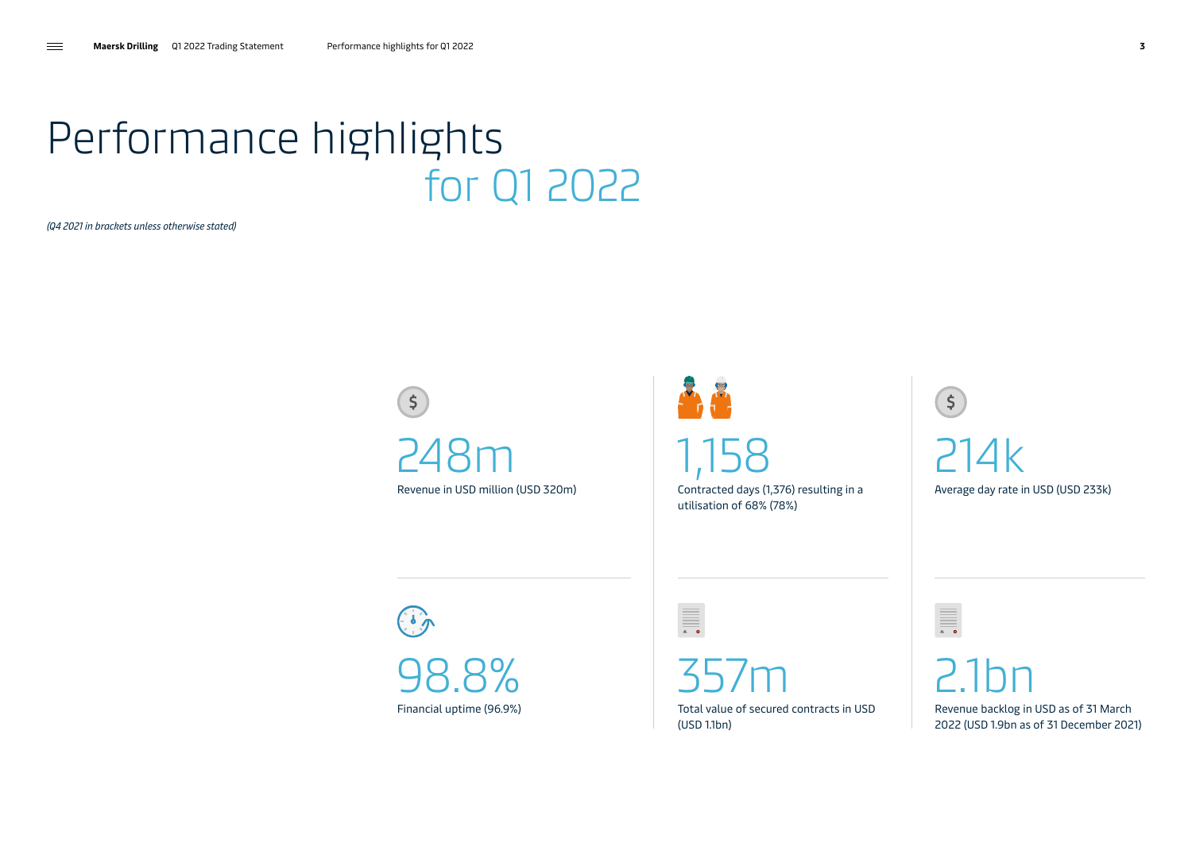# Performance highlights for Q1 2022

*(Q4 2021 in brackets unless otherwise stated)*

**248m**

Revenue in USD million (USD 320m)

**1,158**

Contracted days (1,376) resulting in a utilisation of 68% (78%)

**214k**

Average day rate in USD (USD 233k)

**98.8%**

Financial uptime (96.9%)

**357m**

Total value of secured contracts in USD (USD 1.1bn)

**2.1bn**

Revenue backlog in USD as of 31 March 2022 (USD 1.9bn as of 31 December 2021)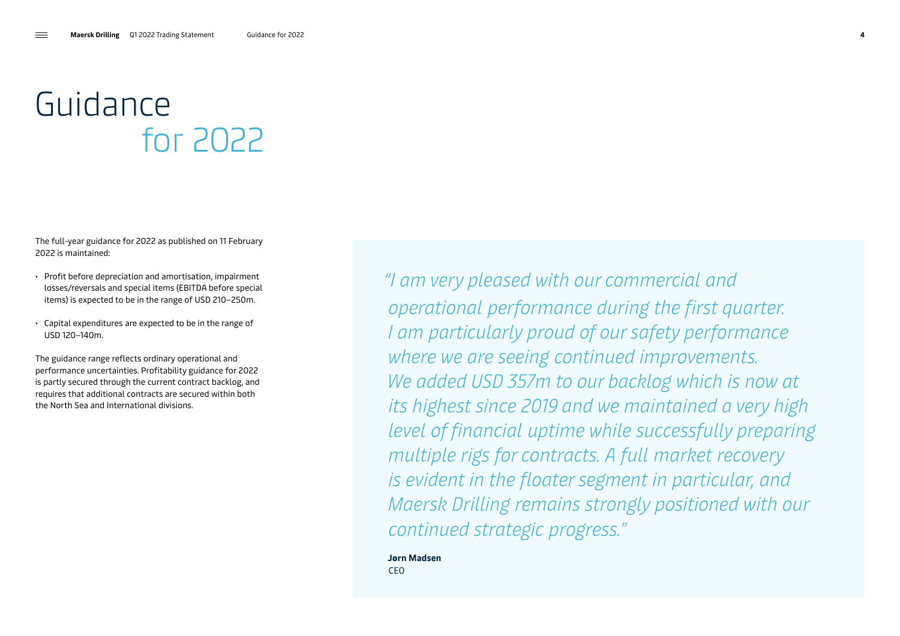# Guidance for 2022

The full-year guidance for 2022 as published on 11 February 2022 is maintained:

- Profit before depreciation and amortisation, impairment losses/reversals and special items (EBITDA before special items) is expected to be in the range of USD 210–250m.
- Capital expenditures are expected to be in the range of USD 120–140m.

The guidance range reflects ordinary operational and performance uncertainties. Profitability guidance for 2022 is partly secured through the current contract backlog, and requires that additional contracts are secured within both the North Sea and International divisions.

*"I am very pleased with our commercial and operational performance during the first quarter. I am particularly proud of our safety performance where we are seeing continued improvements. We added USD 357m to our backlog which is now at its highest since 2019 and we maintained a very high level of financial uptime while successfully preparing multiple rigs for contracts. A full market recovery is evident in the floater segment in particular, and Maersk Drilling remains strongly positioned with our continued strategic progress."*

**Jørn Madsen**
CEO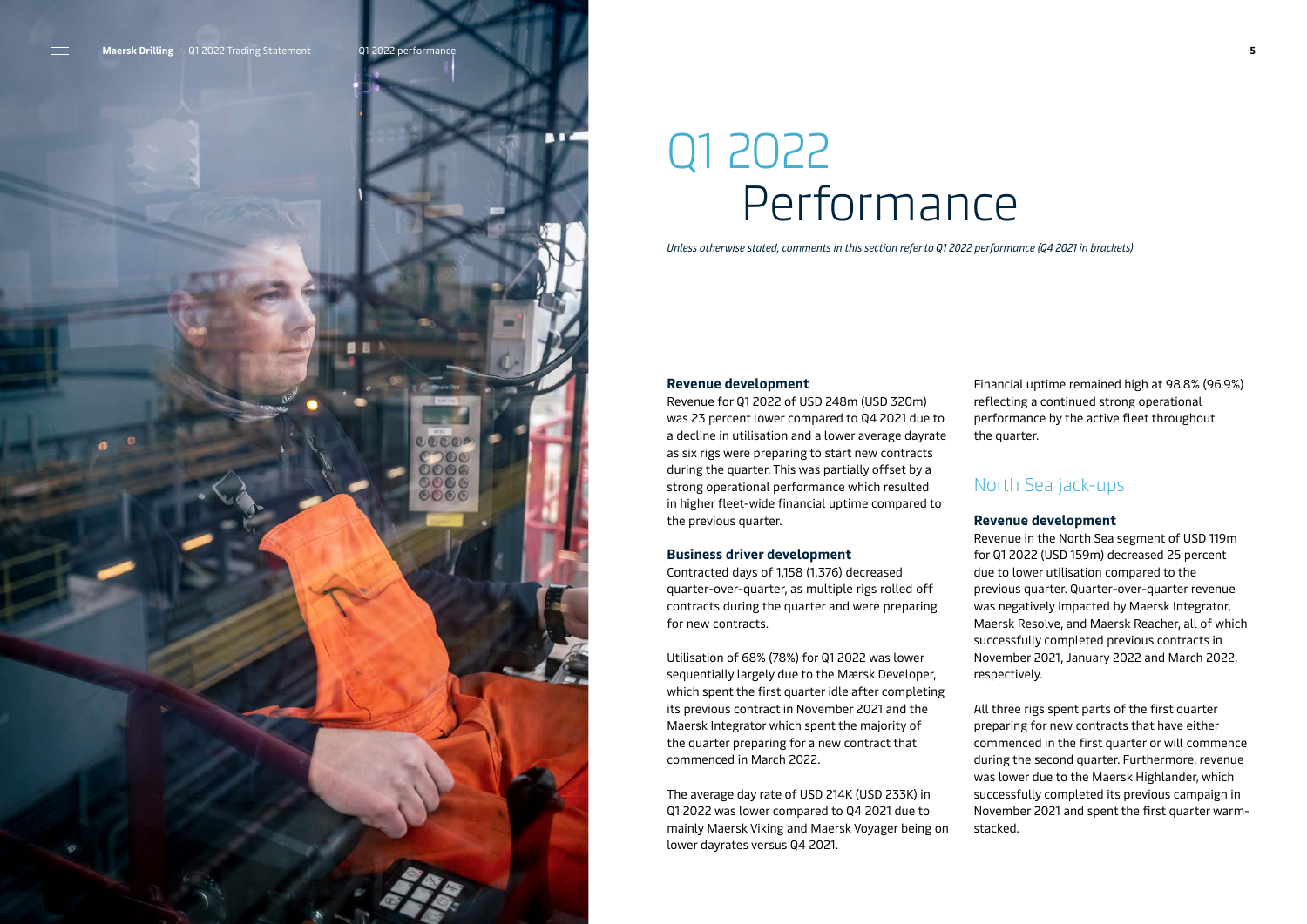# Q1 2022 Performance

*Unless otherwise stated, comments in this section refer to Q1 2022 performance (Q4 2021 in brackets)*

### Revenue development

Revenue for Q1 2022 of USD 248m (USD 320m) was 23 percent lower compared to Q4 2021 due to a decline in utilisation and a lower average dayrate as six rigs were preparing to start new contracts during the quarter. This was partially offset by a strong operational performance which resulted in higher fleet-wide financial uptime compared to the previous quarter.

### Business driver development

Contracted days of 1,158 (1,376) decreased quarter-over-quarter, as multiple rigs rolled off contracts during the quarter and were preparing for new contracts.

Utilisation of 68% (78%) for Q1 2022 was lower sequentially largely due to the Mærsk Developer, which spent the first quarter idle after completing its previous contract in November 2021 and the Maersk Integrator which spent the majority of the quarter preparing for a new contract that commenced in March 2022.

The average day rate of USD 214K (USD 233K) in Q1 2022 was lower compared to Q4 2021 due to mainly Maersk Viking and Maersk Voyager being on lower dayrates versus Q4 2021.

Financial uptime remained high at 98.8% (96.9%) reflecting a continued strong operational performance by the active fleet throughout the quarter.

## North Sea jack-ups

### Revenue development

Revenue in the North Sea segment of USD 119m for Q1 2022 (USD 159m) decreased 25 percent due to lower utilisation compared to the previous quarter. Quarter-over-quarter revenue was negatively impacted by Maersk Integrator, Maersk Resolve, and Maersk Reacher, all of which successfully completed previous contracts in November 2021, January 2022 and March 2022, respectively.

All three rigs spent parts of the first quarter preparing for new contracts that have either commenced in the first quarter or will commence during the second quarter. Furthermore, revenue was lower due to the Maersk Highlander, which successfully completed its previous campaign in November 2021 and spent the first quarter warm-stacked.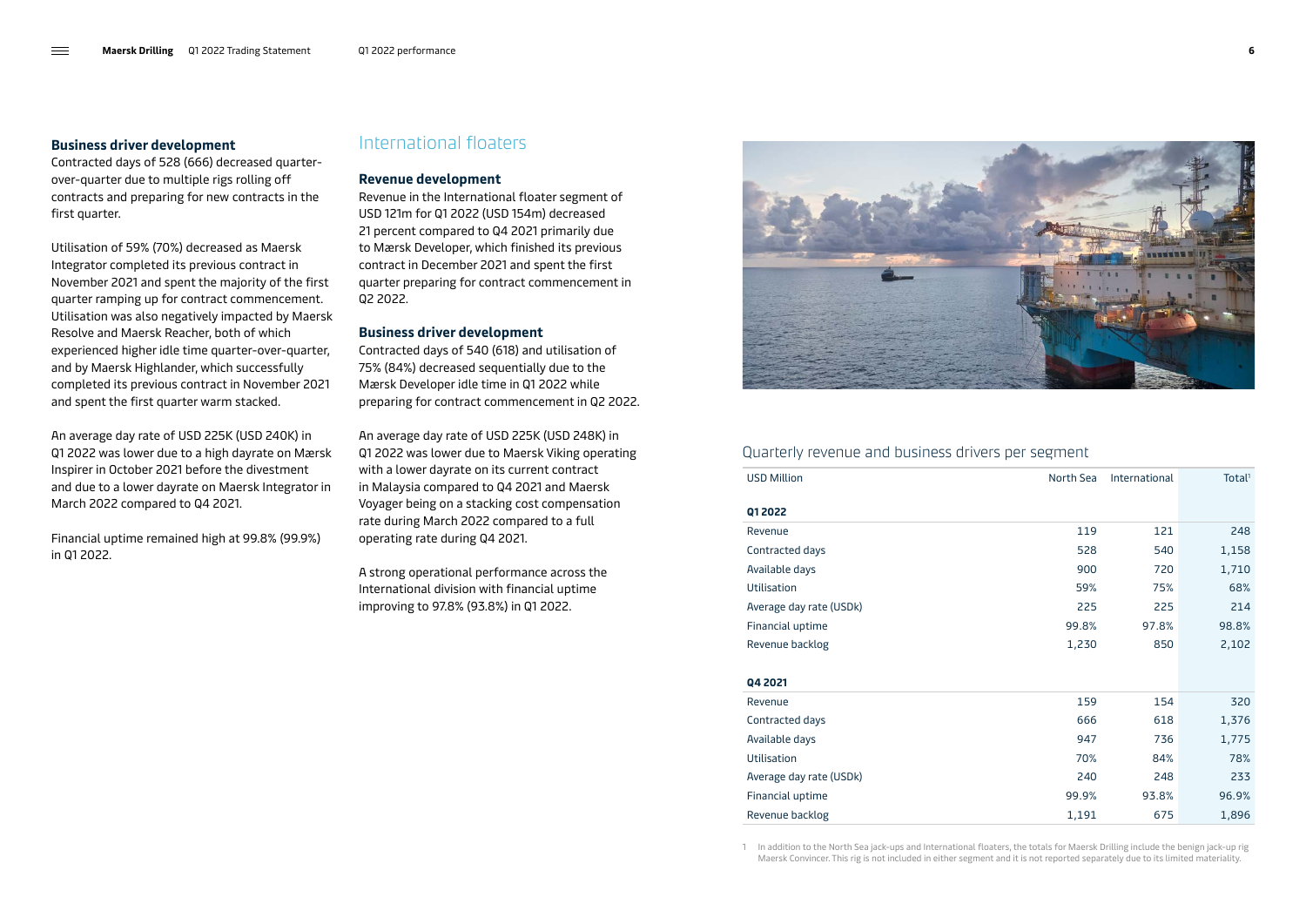### Business driver development

Contracted days of 528 (666) decreased quarter-over-quarter due to multiple rigs rolling off contracts and preparing for new contracts in the first quarter.

Utilisation of 59% (70%) decreased as Maersk Integrator completed its previous contract in November 2021 and spent the majority of the first quarter ramping up for contract commencement. Utilisation was also negatively impacted by Maersk Resolve and Maersk Reacher, both of which experienced higher idle time quarter-over-quarter, and by Maersk Highlander, which successfully completed its previous contract in November 2021 and spent the first quarter warm stacked.

An average day rate of USD 225K (USD 240K) in Q1 2022 was lower due to a high dayrate on Mærsk Inspirer in October 2021 before the divestment and due to a lower dayrate on Maersk Integrator in March 2022 compared to Q4 2021.

Financial uptime remained high at 99.8% (99.9%) in Q1 2022.

## International floaters

### Revenue development

Revenue in the International floater segment of USD 121m for Q1 2022 (USD 154m) decreased 21 percent compared to Q4 2021 primarily due to Mærsk Developer, which finished its previous contract in December 2021 and spent the first quarter preparing for contract commencement in Q2 2022.

### Business driver development

Contracted days of 540 (618) and utilisation of 75% (84%) decreased sequentially due to the Mærsk Developer idle time in Q1 2022 while preparing for contract commencement in Q2 2022.

An average day rate of USD 225K (USD 248K) in Q1 2022 was lower due to Maersk Viking operating with a lower dayrate on its current contract in Malaysia compared to Q4 2021 and Maersk Voyager being on a stacking cost compensation rate during March 2022 compared to a full operating rate during Q4 2021.

A strong operational performance across the International division with financial uptime improving to 97.8% (93.8%) in Q1 2022.

## Quarterly revenue and business drivers per segment

| USD Million | North Sea | International | Total[1] |
|---|---|---|---|
| **Q1 2022** | | | |
| Revenue | 119 | 121 | 248 |
| Contracted days | 528 | 540 | 1,158 |
| Available days | 900 | 720 | 1,710 |
| Utilisation | 59% | 75% | 68% |
| Average day rate (USDk) | 225 | 225 | 214 |
| Financial uptime | 99.8% | 97.8% | 98.8% |
| Revenue backlog | 1,230 | 850 | 2,102 |
| **Q4 2021** | | | |
| Revenue | 159 | 154 | 320 |
| Contracted days | 666 | 618 | 1,376 |
| Available days | 947 | 736 | 1,775 |
| Utilisation | 70% | 84% | 78% |
| Average day rate (USDk) | 240 | 248 | 233 |
| Financial uptime | 99.9% | 93.8% | 96.9% |
| Revenue backlog | 1,191 | 675 | 1,896 |

1 In addition to the North Sea jack-ups and International floaters, the totals for Maersk Drilling include the benign jack-up rig Maersk Convincer. This rig is not included in either segment and it is not reported separately due to its limited materiality.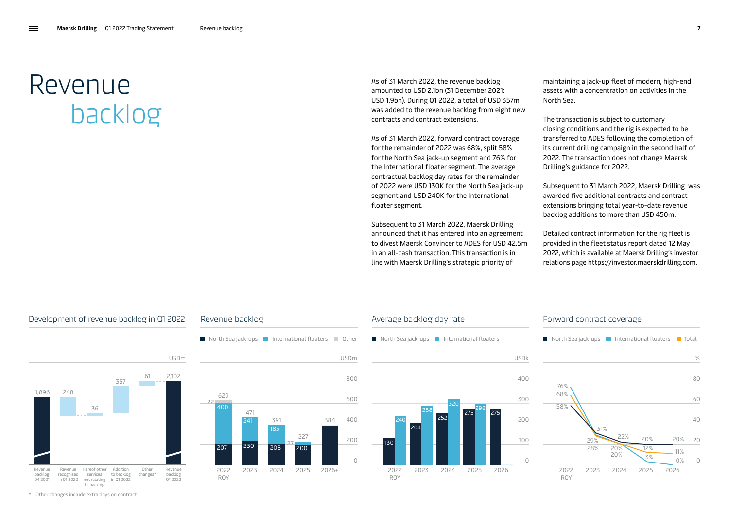# Revenue backlog

As of 31 March 2022, the revenue backlog amounted to USD 2.1bn (31 December 2021: USD 1.9bn). During Q1 2022, a total of USD 357m was added to the revenue backlog from eight new contracts and contract extensions.

As of 31 March 2022, forward contract coverage for the remainder of 2022 was 68%, split 58% for the North Sea jack-up segment and 76% for the International floater segment. The average contractual backlog day rates for the remainder of 2022 were USD 130K for the North Sea jack-up segment and USD 240K for the International floater segment.

Subsequent to 31 March 2022, Maersk Drilling announced that it has entered into an agreement to divest Maersk Convincer to ADES for USD 42.5m in an all-cash transaction. This transaction is in line with Maersk Drilling's strategic priority of maintaining a jack-up fleet of modern, high-end assets with a concentration on activities in the North Sea.

The transaction is subject to customary closing conditions and the rig is expected to be transferred to ADES following the completion of its current drilling campaign in the second half of 2022. The transaction does not change Maersk Drilling's guidance for 2022.

Subsequent to 31 March 2022, Maersk Drilling was awarded five additional contracts and contract extensions bringing total year-to-date revenue backlog additions to more than USD 450m.

Detailed contract information for the rig fleet is provided in the fleet status report dated 12 May 2022, which is available at Maersk Drilling's investor relations page https://investor.maerskdrilling.com.

## Development of revenue backlog in Q1 2022

USDm

| Revenue backlog Q4 2021 | Revenue recognised in Q1 2022 | Hereof other services not relating to backlog | Addition to backlog in Q1 2022 | Other changes* | Revenue backlog Q1 2022 |
|---|---|---|---|---|---|
| 1,896 | 248 | 36 | 357 | 61 | 2,102 |

\* Other changes include extra days on contract

## Revenue backlog

USDm

| | 2022 ROY | 2023 | 2024 | 2025 | 2026+ |
|---|---|---|---|---|---|
| North Sea jack-ups | 207 | 230 | 208 | 200 | 384 |
| International floaters | 400 | 241 | 183 | 27 | |
| Other | 22 | | | | |
| Total | 629 | 471 | 391 | 227 | 384 |

## Average backlog day rate

USDk

| | 2022 ROY | 2023 | 2024 | 2025 | 2026 |
|---|---|---|---|---|---|
| North Sea jack-ups | 130 | 204 | 252 | 275 | 275 |
| International floaters | 240 | 288 | 320 | 298 | |

## Forward contract coverage

%

| | 2022 ROY | 2023 | 2024 | 2025 | 2026 |
|---|---|---|---|---|---|
| North Sea jack-ups | 58% | 31% | 22% | 20% | 20% |
| International floaters | 76% | 28% | 20% | 3% | 0% |
| Total | 68% | 29% | 20% | 12% | 11% |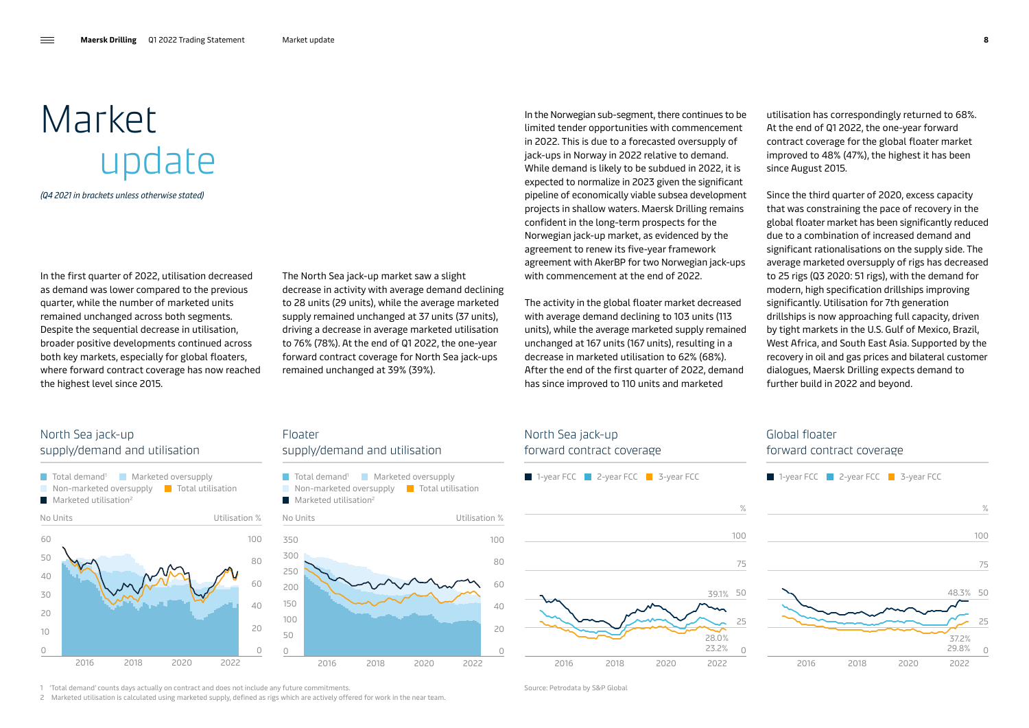# Market update

*(Q4 2021 in brackets unless otherwise stated)*

In the first quarter of 2022, utilisation decreased as demand was lower compared to the previous quarter, while the number of marketed units remained unchanged across both segments. Despite the sequential decrease in utilisation, broader positive developments continued across both key markets, especially for global floaters, where forward contract coverage has now reached the highest level since 2015.

The North Sea jack-up market saw a slight decrease in activity with average demand declining to 28 units (29 units), while the average marketed supply remained unchanged at 37 units (37 units), driving a decrease in average marketed utilisation to 76% (78%). At the end of Q1 2022, the one-year forward contract coverage for North Sea jack-ups remained unchanged at 39% (39%).

In the Norwegian sub-segment, there continues to be limited tender opportunities with commencement in 2022. This is due to a forecasted oversupply of jack-ups in Norway in 2022 relative to demand. While demand is likely to be subdued in 2022, it is expected to normalize in 2023 given the significant pipeline of economically viable subsea development projects in shallow waters. Maersk Drilling remains confident in the long-term prospects for the Norwegian jack-up market, as evidenced by the agreement to renew its five-year framework agreement with AkerBP for two Norwegian jack-ups with commencement at the end of 2022.

The activity in the global floater market decreased with average demand declining to 103 units (113 units), while the average marketed supply remained unchanged at 167 units (167 units), resulting in a decrease in marketed utilisation to 62% (68%). After the end of the first quarter of 2022, demand has since improved to 110 units and marketed utilisation has correspondingly returned to 68%. At the end of Q1 2022, the one-year forward contract coverage for the global floater market improved to 48% (47%), the highest it has been since August 2015.

Since the third quarter of 2020, excess capacity that was constraining the pace of recovery in the global floater market has been significantly reduced due to a combination of increased demand and significant rationalisations on the supply side. The average marketed oversupply of rigs has decreased to 25 rigs (Q3 2020: 51 rigs), with the demand for modern, high specification drillships improving significantly. Utilisation for 7th generation drillships is now approaching full capacity, driven by tight markets in the U.S. Gulf of Mexico, Brazil, West Africa, and South East Asia. Supported by the recovery in oil and gas prices and bilateral customer dialogues, Maersk Drilling expects demand to further build in 2022 and beyond.

## North Sea jack-up supply/demand and utilisation

Total demand[1] · Marketed oversupply · Non-marketed oversupply · Total utilisation · Marketed utilisation[2]

## Floater supply/demand and utilisation

Total demand[1] · Marketed oversupply · Non-marketed oversupply · Total utilisation · Marketed utilisation[2]

## North Sea jack-up forward contract coverage

1-year FCC · 2-year FCC · 3-year FCC

39.1% · 28.0% · 23.2%

## Global floater forward contract coverage

1-year FCC · 2-year FCC · 3-year FCC

48.3% · 37.2% · 29.8%

Source: Petrodata by S&P Global

1 'Total demand' counts days actually on contract and does not include any future commitments.

2 Marketed utilisation is calculated using marketed supply, defined as rigs which are actively offered for work in the near team.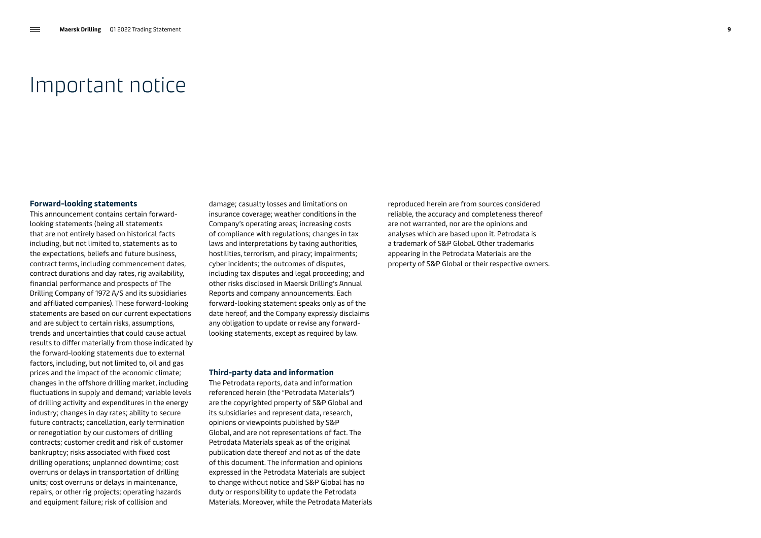# Important notice

### Forward-looking statements

This announcement contains certain forward-looking statements (being all statements that are not entirely based on historical facts including, but not limited to, statements as to the expectations, beliefs and future business, contract terms, including commencement dates, contract durations and day rates, rig availability, financial performance and prospects of The Drilling Company of 1972 A/S and its subsidiaries and affiliated companies). These forward-looking statements are based on our current expectations and are subject to certain risks, assumptions, trends and uncertainties that could cause actual results to differ materially from those indicated by the forward-looking statements due to external factors, including, but not limited to, oil and gas prices and the impact of the economic climate; changes in the offshore drilling market, including fluctuations in supply and demand; variable levels of drilling activity and expenditures in the energy industry; changes in day rates; ability to secure future contracts; cancellation, early termination or renegotiation by our customers of drilling contracts; customer credit and risk of customer bankruptcy; risks associated with fixed cost drilling operations; unplanned downtime; cost overruns or delays in transportation of drilling units; cost overruns or delays in maintenance, repairs, or other rig projects; operating hazards and equipment failure; risk of collision and damage; casualty losses and limitations on insurance coverage; weather conditions in the Company's operating areas; increasing costs of compliance with regulations; changes in tax laws and interpretations by taxing authorities, hostilities, terrorism, and piracy; impairments; cyber incidents; the outcomes of disputes, including tax disputes and legal proceeding; and other risks disclosed in Maersk Drilling's Annual Reports and company announcements. Each forward-looking statement speaks only as of the date hereof, and the Company expressly disclaims any obligation to update or revise any forward-looking statements, except as required by law.

### Third-party data and information

The Petrodata reports, data and information referenced herein (the "Petrodata Materials") are the copyrighted property of S&P Global and its subsidiaries and represent data, research, opinions or viewpoints published by S&P Global, and are not representations of fact. The Petrodata Materials speak as of the original publication date thereof and not as of the date of this document. The information and opinions expressed in the Petrodata Materials are subject to change without notice and S&P Global has no duty or responsibility to update the Petrodata Materials. Moreover, while the Petrodata Materials reproduced herein are from sources considered reliable, the accuracy and completeness thereof are not warranted, nor are the opinions and analyses which are based upon it. Petrodata is a trademark of S&P Global. Other trademarks appearing in the Petrodata Materials are the property of S&P Global or their respective owners.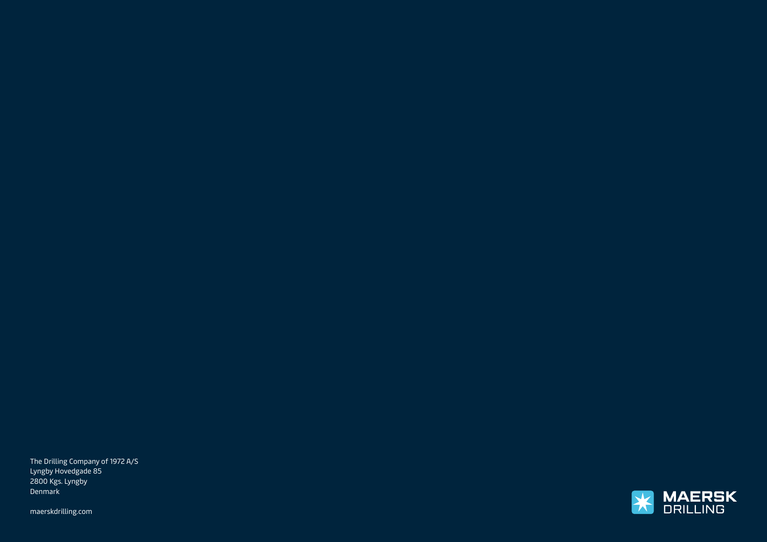The Drilling Company of 1972 A/S
Lyngby Hovedgade 85
2800 Kgs. Lyngby
Denmark

maerskdrilling.com

MAERSK
DRILLING